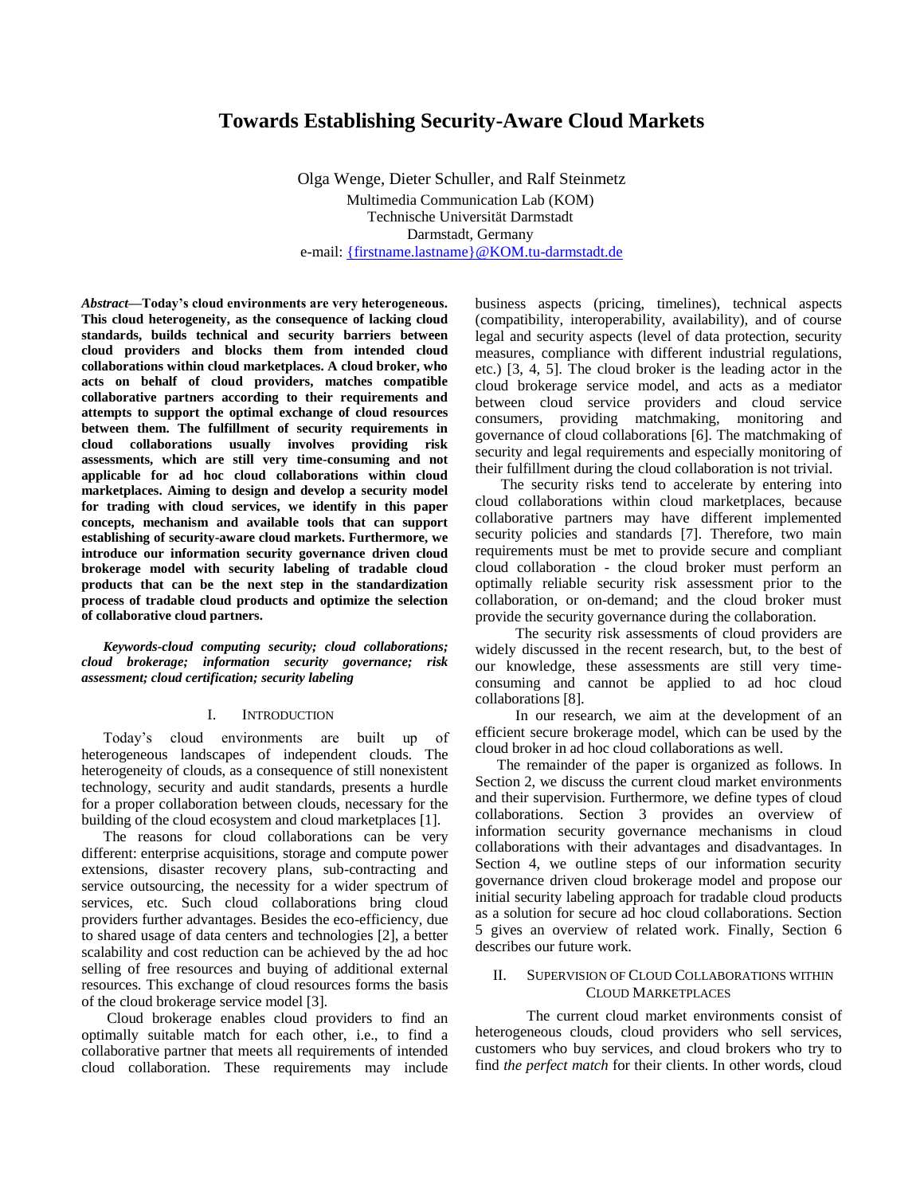# Towards Establishing Security-Aware Cloud Markets

Olga Wenge, Dieter Schuller, and Ralf Steinmetz

Multimedia Communication Lab (KOM)
Technische Universität Darmstadt
Darmstadt, Germany
e-mail: {firstname.lastname}@KOM.tu-darmstadt.de

***Abstract*—Today's cloud environments are very heterogeneous. This cloud heterogeneity, as the consequence of lacking cloud standards, builds technical and security barriers between cloud providers and blocks them from intended cloud collaborations within cloud marketplaces. A cloud broker, who acts on behalf of cloud providers, matches compatible collaborative partners according to their requirements and attempts to support the optimal exchange of cloud resources between them. The fulfillment of security requirements in cloud collaborations usually involves providing risk assessments, which are still very time-consuming and not applicable for ad hoc cloud collaborations within cloud marketplaces. Aiming to design and develop a security model for trading with cloud services, we identify in this paper concepts, mechanism and available tools that can support establishing of security-aware cloud markets. Furthermore, we introduce our information security governance driven cloud brokerage model with security labeling of tradable cloud products that can be the next step in the standardization process of tradable cloud products and optimize the selection of collaborative cloud partners.**

***Keywords-cloud computing security; cloud collaborations; cloud brokerage; information security governance; risk assessment; cloud certification; security labeling***

## I. INTRODUCTION

Today's cloud environments are built up of heterogeneous landscapes of independent clouds. The heterogeneity of clouds, as a consequence of still nonexistent technology, security and audit standards, presents a hurdle for a proper collaboration between clouds, necessary for the building of the cloud ecosystem and cloud marketplaces [1].

The reasons for cloud collaborations can be very different: enterprise acquisitions, storage and compute power extensions, disaster recovery plans, sub-contracting and service outsourcing, the necessity for a wider spectrum of services, etc. Such cloud collaborations bring cloud providers further advantages. Besides the eco-efficiency, due to shared usage of data centers and technologies [2], a better scalability and cost reduction can be achieved by the ad hoc selling of free resources and buying of additional external resources. This exchange of cloud resources forms the basis of the cloud brokerage service model [3].

Cloud brokerage enables cloud providers to find an optimally suitable match for each other, i.e., to find a collaborative partner that meets all requirements of intended cloud collaboration. These requirements may include business aspects (pricing, timelines), technical aspects (compatibility, interoperability, availability), and of course legal and security aspects (level of data protection, security measures, compliance with different industrial regulations, etc.) [3, 4, 5]. The cloud broker is the leading actor in the cloud brokerage service model, and acts as a mediator between cloud service providers and cloud service consumers, providing matchmaking, monitoring and governance of cloud collaborations [6]. The matchmaking of security and legal requirements and especially monitoring of their fulfillment during the cloud collaboration is not trivial.

The security risks tend to accelerate by entering into cloud collaborations within cloud marketplaces, because collaborative partners may have different implemented security policies and standards [7]. Therefore, two main requirements must be met to provide secure and compliant cloud collaboration - the cloud broker must perform an optimally reliable security risk assessment prior to the collaboration, or on-demand; and the cloud broker must provide the security governance during the collaboration.

The security risk assessments of cloud providers are widely discussed in the recent research, but, to the best of our knowledge, these assessments are still very time-consuming and cannot be applied to ad hoc cloud collaborations [8].

In our research, we aim at the development of an efficient secure brokerage model, which can be used by the cloud broker in ad hoc cloud collaborations as well.

The remainder of the paper is organized as follows. In Section 2, we discuss the current cloud market environments and their supervision. Furthermore, we define types of cloud collaborations. Section 3 provides an overview of information security governance mechanisms in cloud collaborations with their advantages and disadvantages. In Section 4, we outline steps of our information security governance driven cloud brokerage model and propose our initial security labeling approach for tradable cloud products as a solution for secure ad hoc cloud collaborations. Section 5 gives an overview of related work. Finally, Section 6 describes our future work.

## II. SUPERVISION OF CLOUD COLLABORATIONS WITHIN CLOUD MARKETPLACES

The current cloud market environments consist of heterogeneous clouds, cloud providers who sell services, customers who buy services, and cloud brokers who try to find *the perfect match* for their clients. In other words, cloud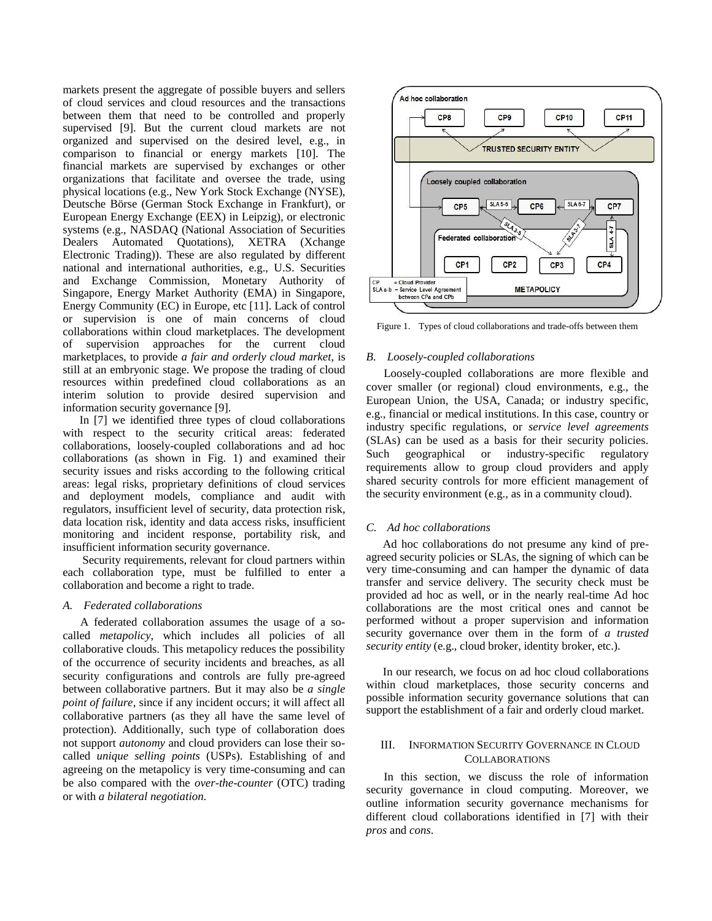markets present the aggregate of possible buyers and sellers of cloud services and cloud resources and the transactions between them that need to be controlled and properly supervised [9]. But the current cloud markets are not organized and supervised on the desired level, e.g., in comparison to financial or energy markets [10]. The financial markets are supervised by exchanges or other organizations that facilitate and oversee the trade, using physical locations (e.g., New York Stock Exchange (NYSE), Deutsche Börse (German Stock Exchange in Frankfurt), or European Energy Exchange (EEX) in Leipzig), or electronic systems (e.g., NASDAQ (National Association of Securities Dealers Automated Quotations), XETRA (Xchange Electronic Trading)). These are also regulated by different national and international authorities, e.g., U.S. Securities and Exchange Commission, Monetary Authority of Singapore, Energy Market Authority (EMA) in Singapore, Energy Community (EC) in Europe, etc [11]. Lack of control or supervision is one of main concerns of cloud collaborations within cloud marketplaces. The development of supervision approaches for the current cloud marketplaces, to provide *a fair and orderly cloud market*, is still at an embryonic stage. We propose the trading of cloud resources within predefined cloud collaborations as an interim solution to provide desired supervision and information security governance [9].

In [7] we identified three types of cloud collaborations with respect to the security critical areas: federated collaborations, loosely-coupled collaborations and ad hoc collaborations (as shown in Fig. 1) and examined their security issues and risks according to the following critical areas: legal risks, proprietary definitions of cloud services and deployment models, compliance and audit with regulators, insufficient level of security, data protection risk, data location risk, identity and data access risks, insufficient monitoring and incident response, portability risk, and insufficient information security governance.

Security requirements, relevant for cloud partners within each collaboration type, must be fulfilled to enter a collaboration and become a right to trade.

### *A. Federated collaborations*

A federated collaboration assumes the usage of a so-called *metapolicy*, which includes all policies of all collaborative clouds. This metapolicy reduces the possibility of the occurrence of security incidents and breaches, as all security configurations and controls are fully pre-agreed between collaborative partners. But it may also be *a single point of failure*, since if any incident occurs; it will affect all collaborative partners (as they all have the same level of protection). Additionally, such type of collaboration does not support *autonomy* and cloud providers can lose their so-called *unique selling points* (USPs). Establishing of and agreeing on the metapolicy is very time-consuming and can be also compared with the *over-the-counter* (OTC) trading or with *a bilateral negotiation*.

Figure 1. Types of cloud collaborations and trade-offs between them

### *B. Loosely-coupled collaborations*

Loosely-coupled collaborations are more flexible and cover smaller (or regional) cloud environments, e.g., the European Union, the USA, Canada; or industry specific, e.g., financial or medical institutions. In this case, country or industry specific regulations, or *service level agreements* (SLAs) can be used as a basis for their security policies. Such geographical or industry-specific regulatory requirements allow to group cloud providers and apply shared security controls for more efficient management of the security environment (e.g., as in a community cloud).

### *C. Ad hoc collaborations*

Ad hoc collaborations do not presume any kind of pre-agreed security policies or SLAs, the signing of which can be very time-consuming and can hamper the dynamic of data transfer and service delivery. The security check must be provided ad hoc as well, or in the nearly real-time Ad hoc collaborations are the most critical ones and cannot be performed without a proper supervision and information security governance over them in the form of *a trusted security entity* (e.g., cloud broker, identity broker, etc.).

In our research, we focus on ad hoc cloud collaborations within cloud marketplaces, those security concerns and possible information security governance solutions that can support the establishment of a fair and orderly cloud market.

## III. Information Security Governance in Cloud Collaborations

In this section, we discuss the role of information security governance in cloud computing. Moreover, we outline information security governance mechanisms for different cloud collaborations identified in [7] with their *pros* and *cons*.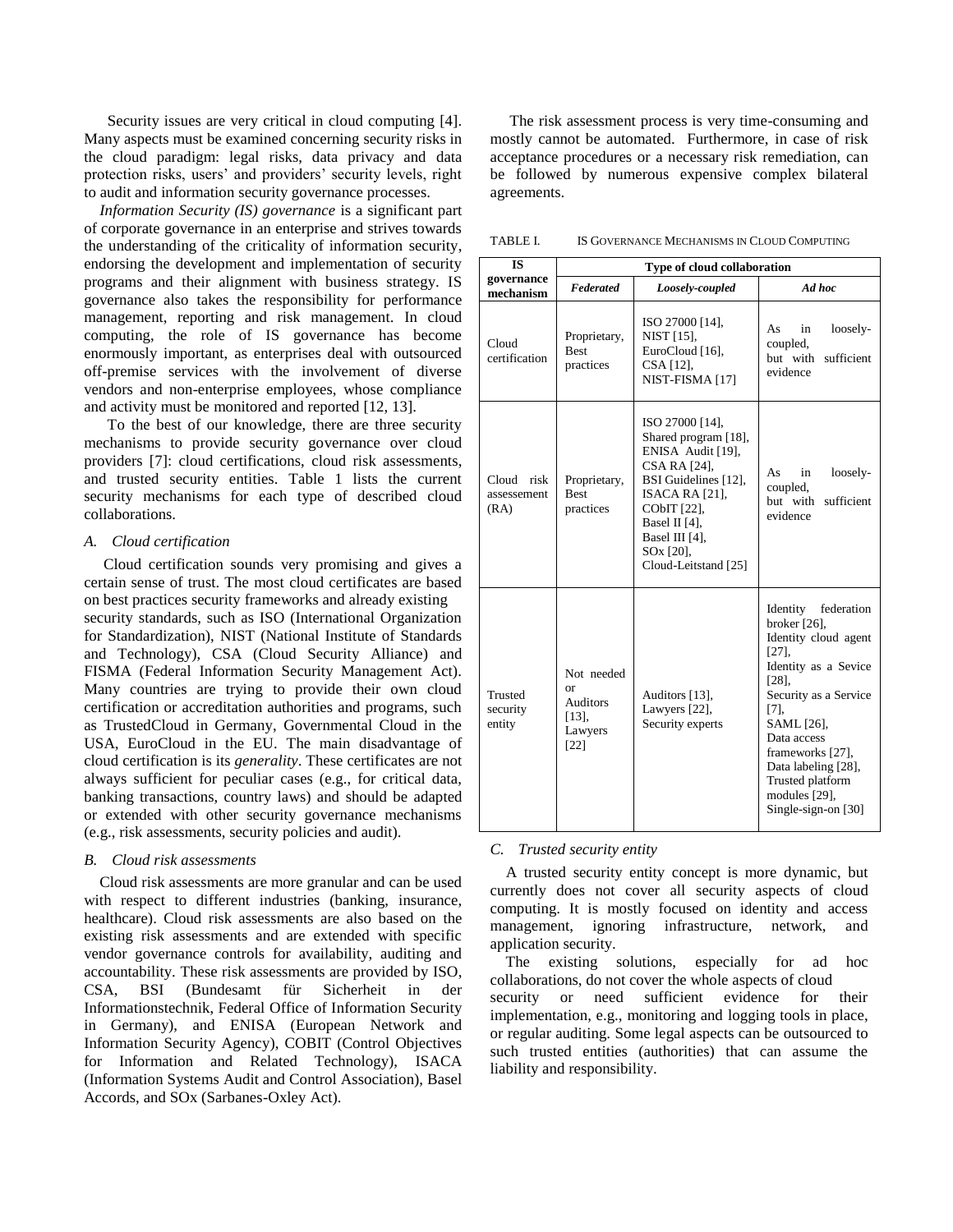Security issues are very critical in cloud computing [4]. Many aspects must be examined concerning security risks in the cloud paradigm: legal risks, data privacy and data protection risks, users' and providers' security levels, right to audit and information security governance processes.

*Information Security (IS) governance* is a significant part of corporate governance in an enterprise and strives towards the understanding of the criticality of information security, endorsing the development and implementation of security programs and their alignment with business strategy. IS governance also takes the responsibility for performance management, reporting and risk management. In cloud computing, the role of IS governance has become enormously important, as enterprises deal with outsourced off-premise services with the involvement of diverse vendors and non-enterprise employees, whose compliance and activity must be monitored and reported [12, 13].

To the best of our knowledge, there are three security mechanisms to provide security governance over cloud providers [7]: cloud certifications, cloud risk assessments, and trusted security entities. Table 1 lists the current security mechanisms for each type of described cloud collaborations.

### A. Cloud certification

Cloud certification sounds very promising and gives a certain sense of trust. The most cloud certificates are based on best practices security frameworks and already existing security standards, such as ISO (International Organization for Standardization), NIST (National Institute of Standards and Technology), CSA (Cloud Security Alliance) and FISMA (Federal Information Security Management Act). Many countries are trying to provide their own cloud certification or accreditation authorities and programs, such as TrustedCloud in Germany, Governmental Cloud in the USA, EuroCloud in the EU. The main disadvantage of cloud certification is its *generality*. These certificates are not always sufficient for peculiar cases (e.g., for critical data, banking transactions, country laws) and should be adapted or extended with other security governance mechanisms (e.g., risk assessments, security policies and audit).

### B. Cloud risk assessments

Cloud risk assessments are more granular and can be used with respect to different industries (banking, insurance, healthcare). Cloud risk assessments are also based on the existing risk assessments and are extended with specific vendor governance controls for availability, auditing and accountability. These risk assessments are provided by ISO, CSA, BSI (Bundesamt für Sicherheit in der Informationstechnik, Federal Office of Information Security in Germany), and ENISA (European Network and Information Security Agency), COBIT (Control Objectives for Information and Related Technology), ISACA (Information Systems Audit and Control Association), Basel Accords, and SOx (Sarbanes-Oxley Act).

The risk assessment process is very time-consuming and mostly cannot be automated. Furthermore, in case of risk acceptance procedures or a necessary risk remediation, can be followed by numerous expensive complex bilateral agreements.

TABLE I. IS GOVERNANCE MECHANISMS IN CLOUD COMPUTING

| IS governance mechanism | Type of cloud collaboration | | |
|---|---|---|---|
| | *Federated* | *Loosely-coupled* | *Ad hoc* |
| Cloud certification | Proprietary, Best practices | ISO 27000 [14], NIST [15], EuroCloud [16], CSA [12], NIST-FISMA [17] | As in loosely-coupled, but with sufficient evidence |
| Cloud risk assessement (RA) | Proprietary, Best practices | ISO 27000 [14], Shared program [18], ENISA Audit [19], CSA RA [24], BSI Guidelines [12], ISACA RA [21], CObIT [22], Basel II [4], Basel III [4], SOx [20], Cloud-Leitstand [25] | As in loosely-coupled, but with sufficient evidence |
| Trusted security entity | Not needed or Auditors [13], Lawyers [22] | Auditors [13], Lawyers [22], Security experts | Identity federation broker [26], Identity cloud agent [27], Identity as a Sevice [28], Security as a Service [7], SAML [26], Data access frameworks [27], Data labeling [28], Trusted platform modules [29], Single-sign-on [30] |

### C. Trusted security entity

A trusted security entity concept is more dynamic, but currently does not cover all security aspects of cloud computing. It is mostly focused on identity and access management, ignoring infrastructure, network, and application security.

The existing solutions, especially for ad hoc collaborations, do not cover the whole aspects of cloud security or need sufficient evidence for their implementation, e.g., monitoring and logging tools in place, or regular auditing. Some legal aspects can be outsourced to such trusted entities (authorities) that can assume the liability and responsibility.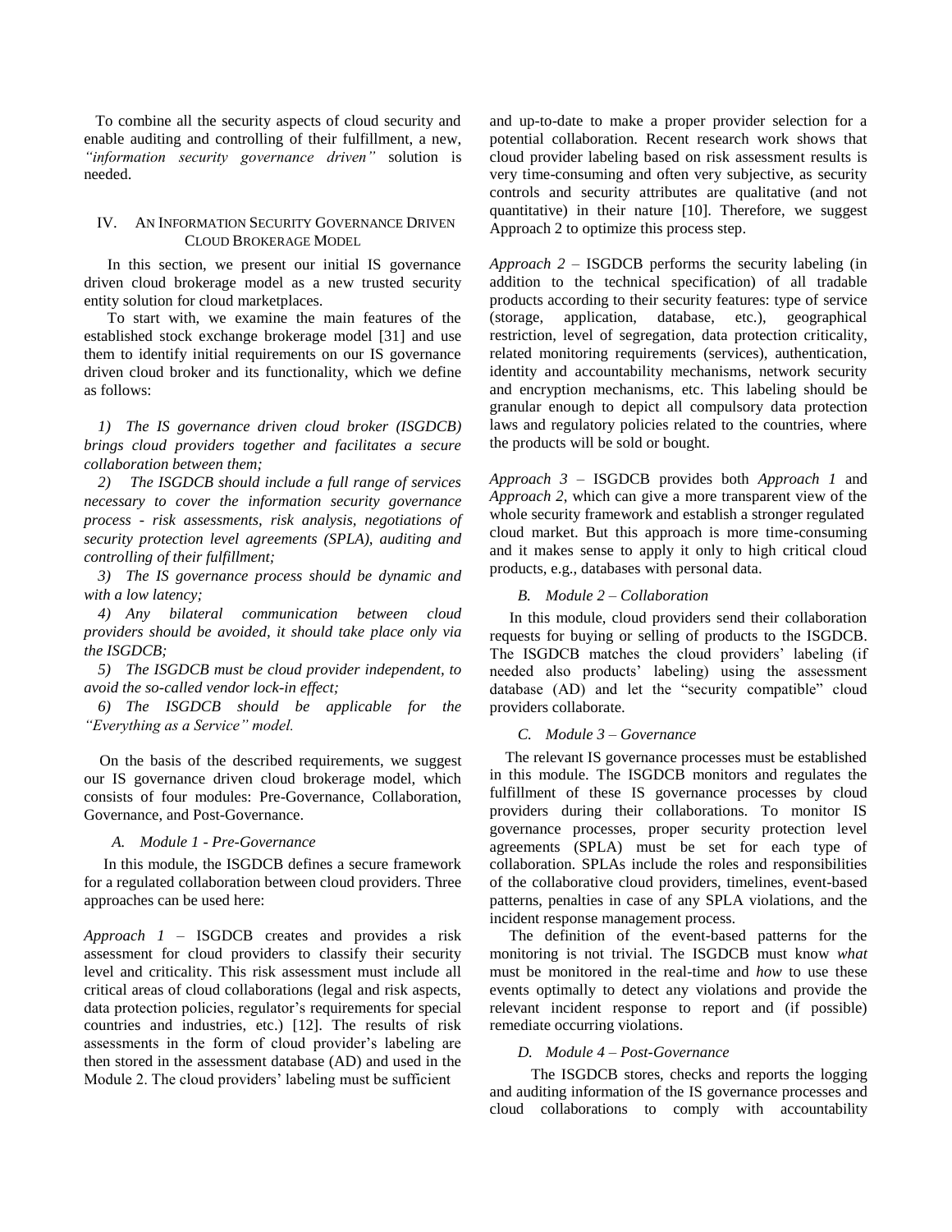To combine all the security aspects of cloud security and enable auditing and controlling of their fulfillment, a new, *"information security governance driven"* solution is needed.

## IV. An Information Security Governance Driven Cloud Brokerage Model

In this section, we present our initial IS governance driven cloud brokerage model as a new trusted security entity solution for cloud marketplaces.

To start with, we examine the main features of the established stock exchange brokerage model [31] and use them to identify initial requirements on our IS governance driven cloud broker and its functionality, which we define as follows:

*1) The IS governance driven cloud broker (ISGDCB) brings cloud providers together and facilitates a secure collaboration between them;*

*2) The ISGDCB should include a full range of services necessary to cover the information security governance process - risk assessments, risk analysis, negotiations of security protection level agreements (SPLA), auditing and controlling of their fulfillment;*

*3) The IS governance process should be dynamic and with a low latency;*

*4) Any bilateral communication between cloud providers should be avoided, it should take place only via the ISGDCB;*

*5) The ISGDCB must be cloud provider independent, to avoid the so-called vendor lock-in effect;*

*6) The ISGDCB should be applicable for the "Everything as a Service" model.*

On the basis of the described requirements, we suggest our IS governance driven cloud brokerage model, which consists of four modules: Pre-Governance, Collaboration, Governance, and Post-Governance.

### A. Module 1 - Pre-Governance

In this module, the ISGDCB defines a secure framework for a regulated collaboration between cloud providers. Three approaches can be used here:

*Approach 1* – ISGDCB creates and provides a risk assessment for cloud providers to classify their security level and criticality. This risk assessment must include all critical areas of cloud collaborations (legal and risk aspects, data protection policies, regulator's requirements for special countries and industries, etc.) [12]. The results of risk assessments in the form of cloud provider's labeling are then stored in the assessment database (AD) and used in the Module 2. The cloud providers' labeling must be sufficient and up-to-date to make a proper provider selection for a potential collaboration. Recent research work shows that cloud provider labeling based on risk assessment results is very time-consuming and often very subjective, as security controls and security attributes are qualitative (and not quantitative) in their nature [10]. Therefore, we suggest Approach 2 to optimize this process step.

*Approach 2* – ISGDCB performs the security labeling (in addition to the technical specification) of all tradable products according to their security features: type of service (storage, application, database, etc.), geographical restriction, level of segregation, data protection criticality, related monitoring requirements (services), authentication, identity and accountability mechanisms, network security and encryption mechanisms, etc. This labeling should be granular enough to depict all compulsory data protection laws and regulatory policies related to the countries, where the products will be sold or bought.

*Approach 3* – ISGDCB provides both *Approach 1* and *Approach 2*, which can give a more transparent view of the whole security framework and establish a stronger regulated cloud market. But this approach is more time-consuming and it makes sense to apply it only to high critical cloud products, e.g., databases with personal data.

### B. Module 2 – Collaboration

In this module, cloud providers send their collaboration requests for buying or selling of products to the ISGDCB. The ISGDCB matches the cloud providers' labeling (if needed also products' labeling) using the assessment database (AD) and let the "security compatible" cloud providers collaborate.

### C. Module 3 – Governance

The relevant IS governance processes must be established in this module. The ISGDCB monitors and regulates the fulfillment of these IS governance processes by cloud providers during their collaborations. To monitor IS governance processes, proper security protection level agreements (SPLA) must be set for each type of collaboration. SPLAs include the roles and responsibilities of the collaborative cloud providers, timelines, event-based patterns, penalties in case of any SPLA violations, and the incident response management process.

The definition of the event-based patterns for the monitoring is not trivial. The ISGDCB must know *what* must be monitored in the real-time and *how* to use these events optimally to detect any violations and provide the relevant incident response to report and (if possible) remediate occurring violations.

### D. Module 4 – Post-Governance

The ISGDCB stores, checks and reports the logging and auditing information of the IS governance processes and cloud collaborations to comply with accountability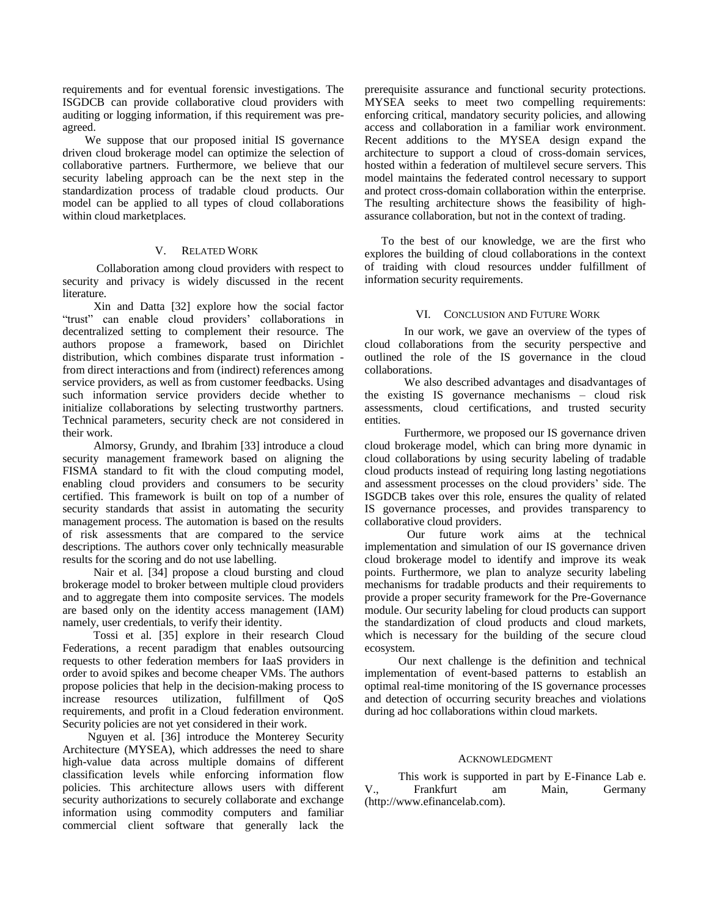requirements and for eventual forensic investigations. The ISGDCB can provide collaborative cloud providers with auditing or logging information, if this requirement was pre-agreed.

We suppose that our proposed initial IS governance driven cloud brokerage model can optimize the selection of collaborative partners. Furthermore, we believe that our security labeling approach can be the next step in the standardization process of tradable cloud products. Our model can be applied to all types of cloud collaborations within cloud marketplaces.

## V. RELATED WORK

Collaboration among cloud providers with respect to security and privacy is widely discussed in the recent literature.

Xin and Datta [32] explore how the social factor "trust" can enable cloud providers' collaborations in decentralized setting to complement their resource. The authors propose a framework, based on Dirichlet distribution, which combines disparate trust information - from direct interactions and from (indirect) references among service providers, as well as from customer feedbacks. Using such information service providers decide whether to initialize collaborations by selecting trustworthy partners. Technical parameters, security check are not considered in their work.

Almorsy, Grundy, and Ibrahim [33] introduce a cloud security management framework based on aligning the FISMA standard to fit with the cloud computing model, enabling cloud providers and consumers to be security certified. This framework is built on top of a number of security standards that assist in automating the security management process. The automation is based on the results of risk assessments that are compared to the service descriptions. The authors cover only technically measurable results for the scoring and do not use labelling.

Nair et al. [34] propose a cloud bursting and cloud brokerage model to broker between multiple cloud providers and to aggregate them into composite services. The models are based only on the identity access management (IAM) namely, user credentials, to verify their identity.

Tossi et al. [35] explore in their research Cloud Federations, a recent paradigm that enables outsourcing requests to other federation members for IaaS providers in order to avoid spikes and become cheaper VMs. The authors propose policies that help in the decision-making process to increase resources utilization, fulfillment of QoS requirements, and profit in a Cloud federation environment. Security policies are not yet considered in their work.

Nguyen et al. [36] introduce the Monterey Security Architecture (MYSEA), which addresses the need to share high-value data across multiple domains of different classification levels while enforcing information flow policies. This architecture allows users with different security authorizations to securely collaborate and exchange information using commodity computers and familiar commercial client software that generally lack the prerequisite assurance and functional security protections. MYSEA seeks to meet two compelling requirements: enforcing critical, mandatory security policies, and allowing access and collaboration in a familiar work environment. Recent additions to the MYSEA design expand the architecture to support a cloud of cross-domain services, hosted within a federation of multilevel secure servers. This model maintains the federated control necessary to support and protect cross-domain collaboration within the enterprise. The resulting architecture shows the feasibility of high-assurance collaboration, but not in the context of trading.

To the best of our knowledge, we are the first who explores the building of cloud collaborations in the context of traiding with cloud resources undder fulfillment of information security requirements.

## VI. CONCLUSION AND FUTURE WORK

In our work, we gave an overview of the types of cloud collaborations from the security perspective and outlined the role of the IS governance in the cloud collaborations.

We also described advantages and disadvantages of the existing IS governance mechanisms – cloud risk assessments, cloud certifications, and trusted security entities.

Furthermore, we proposed our IS governance driven cloud brokerage model, which can bring more dynamic in cloud collaborations by using security labeling of tradable cloud products instead of requiring long lasting negotiations and assessment processes on the cloud providers' side. The ISGDCB takes over this role, ensures the quality of related IS governance processes, and provides transparency to collaborative cloud providers.

Our future work aims at the technical implementation and simulation of our IS governance driven cloud brokerage model to identify and improve its weak points. Furthermore, we plan to analyze security labeling mechanisms for tradable products and their requirements to provide a proper security framework for the Pre-Governance module. Our security labeling for cloud products can support the standardization of cloud products and cloud markets, which is necessary for the building of the secure cloud ecosystem.

Our next challenge is the definition and technical implementation of event-based patterns to establish an optimal real-time monitoring of the IS governance processes and detection of occurring security breaches and violations during ad hoc collaborations within cloud markets.

## ACKNOWLEDGMENT

This work is supported in part by E-Finance Lab e. V., Frankfurt am Main, Germany (http://www.efinancelab.com).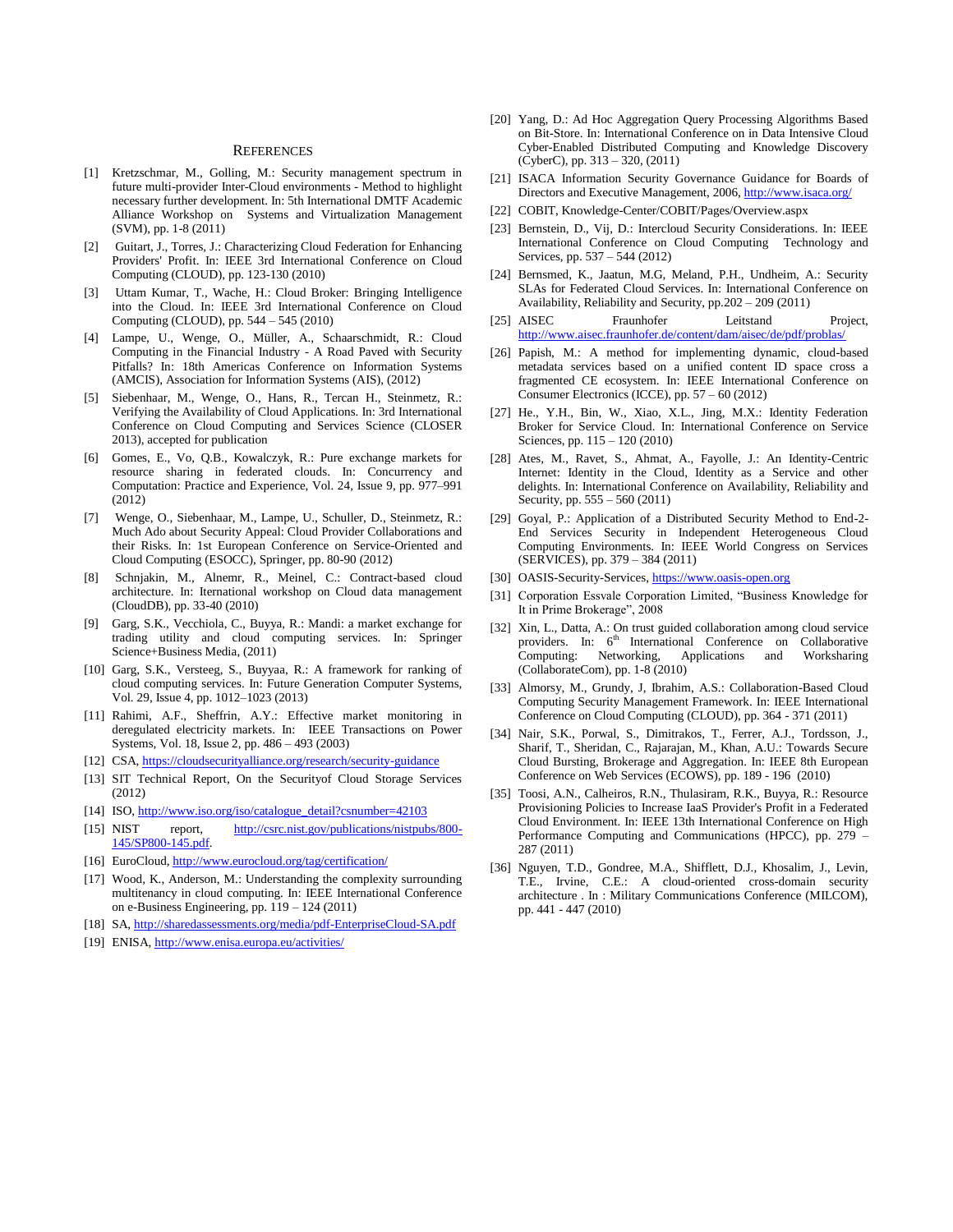## References

[1] Kretzschmar, M., Golling, M.: Security management spectrum in future multi-provider Inter-Cloud environments - Method to highlight necessary further development. In: 5th International DMTF Academic Alliance Workshop on Systems and Virtualization Management (SVM), pp. 1-8 (2011)

[2] Guitart, J., Torres, J.: Characterizing Cloud Federation for Enhancing Providers' Profit. In: IEEE 3rd International Conference on Cloud Computing (CLOUD), pp. 123-130 (2010)

[3] Uttam Kumar, T., Wache, H.: Cloud Broker: Bringing Intelligence into the Cloud. In: IEEE 3rd International Conference on Cloud Computing (CLOUD), pp. 544 – 545 (2010)

[4] Lampe, U., Wenge, O., Müller, A., Schaarschmidt, R.: Cloud Computing in the Financial Industry - A Road Paved with Security Pitfalls? In: 18th Americas Conference on Information Systems (AMCIS), Association for Information Systems (AIS), (2012)

[5] Siebenhaar, M., Wenge, O., Hans, R., Tercan H., Steinmetz, R.: Verifying the Availability of Cloud Applications. In: 3rd International Conference on Cloud Computing and Services Science (CLOSER 2013), accepted for publication

[6] Gomes, E., Vo, Q.B., Kowalczyk, R.: Pure exchange markets for resource sharing in federated clouds. In: Concurrency and Computation: Practice and Experience, Vol. 24, Issue 9, pp. 977–991 (2012)

[7] Wenge, O., Siebenhaar, M., Lampe, U., Schuller, D., Steinmetz, R.: Much Ado about Security Appeal: Cloud Provider Collaborations and their Risks. In: 1st European Conference on Service-Oriented and Cloud Computing (ESOCC), Springer, pp. 80-90 (2012)

[8] Schnjakin, M., Alnemr, R., Meinel, C.: Contract-based cloud architecture. In: Iternational workshop on Cloud data management (CloudDB), pp. 33-40 (2010)

[9] Garg, S.K., Vecchiola, C., Buyya, R.: Mandi: a market exchange for trading utility and cloud computing services. In: Springer Science+Business Media, (2011)

[10] Garg, S.K., Versteeg, S., Buyyaa, R.: A framework for ranking of cloud computing services. In: Future Generation Computer Systems, Vol. 29, Issue 4, pp. 1012–1023 (2013)

[11] Rahimi, A.F., Sheffrin, A.Y.: Effective market monitoring in deregulated electricity markets. In: IEEE Transactions on Power Systems, Vol. 18, Issue 2, pp. 486 – 493 (2003)

[12] CSA, https://cloudsecurityalliance.org/research/security-guidance

[13] SIT Technical Report, On the Securityof Cloud Storage Services (2012)

[14] ISO, http://www.iso.org/iso/catalogue_detail?csnumber=42103

[15] NIST report, http://csrc.nist.gov/publications/nistpubs/800-145/SP800-145.pdf.

[16] EuroCloud, http://www.eurocloud.org/tag/certification/

[17] Wood, K., Anderson, M.: Understanding the complexity surrounding multitenancy in cloud computing. In: IEEE International Conference on e-Business Engineering, pp. 119 – 124 (2011)

[18] SA, http://sharedassessments.org/media/pdf-EnterpriseCloud-SA.pdf

[19] ENISA, http://www.enisa.europa.eu/activities/

[20] Yang, D.: Ad Hoc Aggregation Query Processing Algorithms Based on Bit-Store. In: International Conference on in Data Intensive Cloud Cyber-Enabled Distributed Computing and Knowledge Discovery (CyberC), pp. 313 – 320, (2011)

[21] ISACA Information Security Governance Guidance for Boards of Directors and Executive Management, 2006, http://www.isaca.org/

[22] COBIT, Knowledge-Center/COBIT/Pages/Overview.aspx

[23] Bernstein, D., Vij, D.: Intercloud Security Considerations. In: IEEE International Conference on Cloud Computing Technology and Services, pp. 537 – 544 (2012)

[24] Bernsmed, K., Jaatun, M.G, Meland, P.H., Undheim, A.: Security SLAs for Federated Cloud Services. In: International Conference on Availability, Reliability and Security, pp.202 – 209 (2011)

[25] AISEC Fraunhofer Leitstand Project, http://www.aisec.fraunhofer.de/content/dam/aisec/de/pdf/problas/

[26] Papish, M.: A method for implementing dynamic, cloud-based metadata services based on a unified content ID space cross a fragmented CE ecosystem. In: IEEE International Conference on Consumer Electronics (ICCE), pp. 57 – 60 (2012)

[27] He., Y.H., Bin, W., Xiao, X.L., Jing, M.X.: Identity Federation Broker for Service Cloud. In: International Conference on Service Sciences, pp. 115 – 120 (2010)

[28] Ates, M., Ravet, S., Ahmat, A., Fayolle, J.: An Identity-Centric Internet: Identity in the Cloud, Identity as a Service and other delights. In: International Conference on Availability, Reliability and Security, pp. 555 – 560 (2011)

[29] Goyal, P.: Application of a Distributed Security Method to End-2-End Services Security in Independent Heterogeneous Cloud Computing Environments. In: IEEE World Congress on Services (SERVICES), pp. 379 – 384 (2011)

[30] OASIS-Security-Services, https://www.oasis-open.org

[31] Corporation Essvale Corporation Limited, "Business Knowledge for It in Prime Brokerage", 2008

[32] Xin, L., Datta, A.: On trust guided collaboration among cloud service providers. In: 6th International Conference on Collaborative Computing: Networking, Applications and Worksharing (CollaborateCom), pp. 1-8 (2010)

[33] Almorsy, M., Grundy, J, Ibrahim, A.S.: Collaboration-Based Cloud Computing Security Management Framework. In: IEEE International Conference on Cloud Computing (CLOUD), pp. 364 - 371 (2011)

[34] Nair, S.K., Porwal, S., Dimitrakos, T., Ferrer, A.J., Tordsson, J., Sharif, T., Sheridan, C., Rajarajan, M., Khan, A.U.: Towards Secure Cloud Bursting, Brokerage and Aggregation. In: IEEE 8th European Conference on Web Services (ECOWS), pp. 189 - 196 (2010)

[35] Toosi, A.N., Calheiros, R.N., Thulasiram, R.K., Buyya, R.: Resource Provisioning Policies to Increase IaaS Provider's Profit in a Federated Cloud Environment. In: IEEE 13th International Conference on High Performance Computing and Communications (HPCC), pp. 279 – 287 (2011)

[36] Nguyen, T.D., Gondree, M.A., Shifflett, D.J., Khosalim, J., Levin, T.E., Irvine, C.E.: A cloud-oriented cross-domain security architecture . In : Military Communications Conference (MILCOM), pp. 441 - 447 (2010)